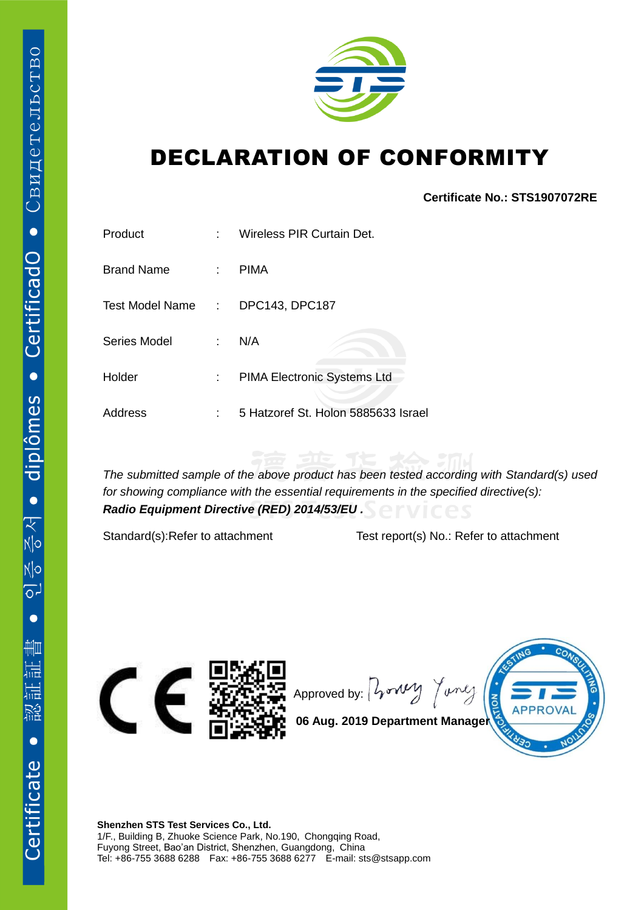# DECLARATION OF CONFORMITY

**Certificate No.: STS1907072RE**

| | | |
|---|---|---|
| Product | : | Wireless PIR Curtain Det. |
| Brand Name | : | PIMA |
| Test Model Name | : | DPC143, DPC187 |
| Series Model | : | N/A |
| Holder | : | PIMA Electronic Systems Ltd |
| Address | : | 5 Hatzoref St. Holon 5885633 Israel |

*The submitted sample of the above product has been tested according with Standard(s) used for showing compliance with the essential requirements in the specified directive(s):*
***Radio Equipment Directive (RED) 2014/53/EU .***

Standard(s):Refer to attachment    Test report(s) No.: Refer to attachment

Approved by:

**06 Aug. 2019 Department Manager**

**Shenzhen STS Test Services Co., Ltd.**
1/F., Building B, Zhuoke Science Park, No.190, Chongqing Road,
Fuyong Street, Bao'an District, Shenzhen, Guangdong, China
Tel: +86-755 3688 6288 Fax: +86-755 3688 6277 E-mail: sts@stsapp.com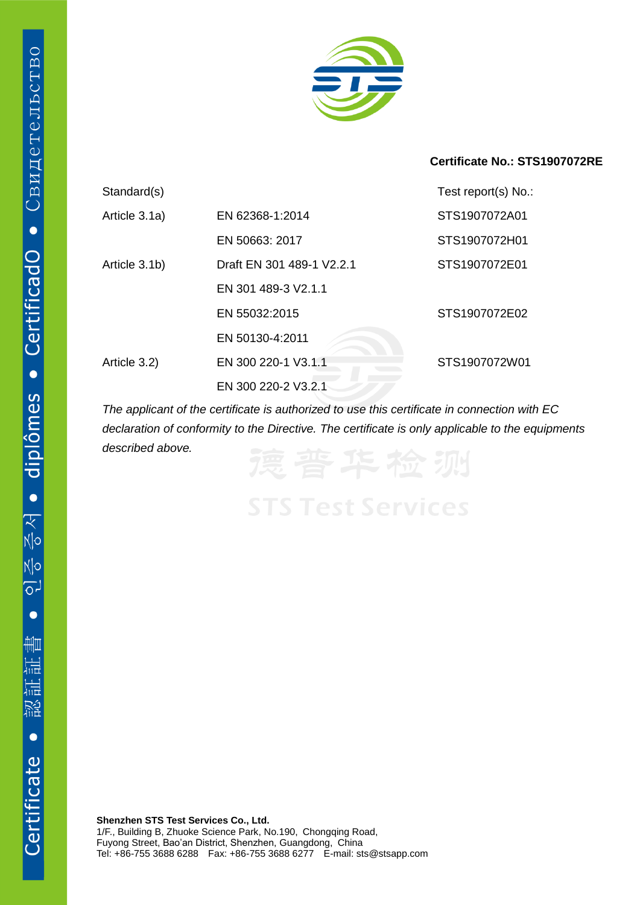**Certificate No.: STS1907072RE**

| Standard(s) | | Test report(s) No.: |
| --- | --- | --- |
| Article 3.1a) | EN 62368-1:2014 | STS1907072A01 |
| | EN 50663: 2017 | STS1907072H01 |
| Article 3.1b) | Draft EN 301 489-1 V2.2.1 | STS1907072E01 |
| | EN 301 489-3 V2.1.1 | |
| | EN 55032:2015 | STS1907072E02 |
| | EN 50130-4:2011 | |
| Article 3.2) | EN 300 220-1 V3.1.1 | STS1907072W01 |
| | EN 300 220-2 V3.2.1 | |

*The applicant of the certificate is authorized to use this certificate in connection with EC declaration of conformity to the Directive. The certificate is only applicable to the equipments described above.*

**Shenzhen STS Test Services Co., Ltd.**
1/F., Building B, Zhuoke Science Park, No.190, Chongqing Road,
Fuyong Street, Bao'an District, Shenzhen, Guangdong, China
Tel: +86-755 3688 6288 Fax: +86-755 3688 6277 E-mail: sts@stsapp.com